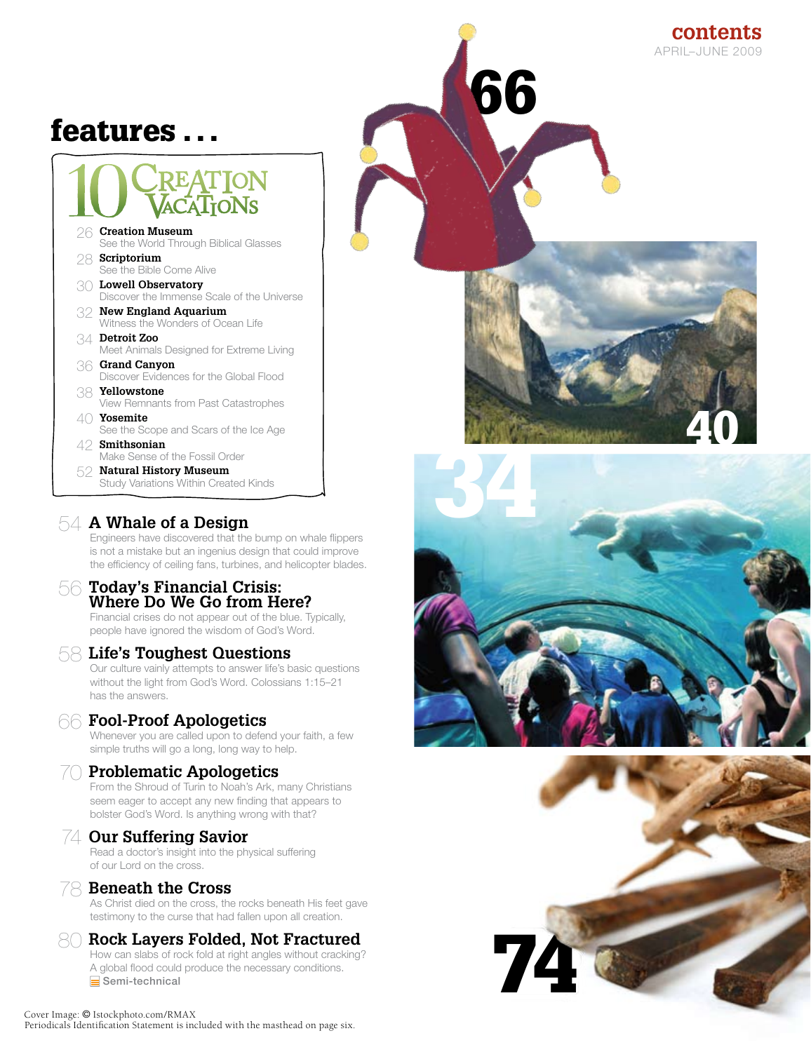# contents

APRIL–JUNE 2009

## features . . .

### 10 Creation Vacations

- 26 **Creation Museum**
  See the World Through Biblical Glasses
- 28 **Scriptorium**
  See the Bible Come Alive
- 30 **Lowell Observatory**
  Discover the Immense Scale of the Universe
- 32 **New England Aquarium**
  Witness the Wonders of Ocean Life
- 34 **Detroit Zoo**
  Meet Animals Designed for Extreme Living
- 36 **Grand Canyon**
  Discover Evidences for the Global Flood
- 38 **Yellowstone**
  View Remnants from Past Catastrophes
- 40 **Yosemite**
  See the Scope and Scars of the Ice Age
- 42 **Smithsonian**
  Make Sense of the Fossil Order
- 52 **Natural History Museum**
  Study Variations Within Created Kinds

### 54 A Whale of a Design

Engineers have discovered that the bump on whale flippers is not a mistake but an ingenius design that could improve the efficiency of ceiling fans, turbines, and helicopter blades.

### 56 Today's Financial Crisis: Where Do We Go from Here?

Financial crises do not appear out of the blue. Typically, people have ignored the wisdom of God's Word.

### 58 Life's Toughest Questions

Our culture vainly attempts to answer life's basic questions without the light from God's Word. Colossians 1:15–21 has the answers.

### 66 Fool-Proof Apologetics

Whenever you are called upon to defend your faith, a few simple truths will go a long, long way to help.

### 70 Problematic Apologetics

From the Shroud of Turin to Noah's Ark, many Christians seem eager to accept any new finding that appears to bolster God's Word. Is anything wrong with that?

### 74 Our Suffering Savior

Read a doctor's insight into the physical suffering of our Lord on the cross.

### 78 Beneath the Cross

As Christ died on the cross, the rocks beneath His feet gave testimony to the curse that had fallen upon all creation.

### 80 Rock Layers Folded, Not Fractured

How can slabs of rock fold at right angles without cracking? A global flood could produce the necessary conditions.

Semi-technical

66

40

34

74

Cover Image: © Istockphoto.com/RMAX
Periodicals Identification Statement is included with the masthead on page six.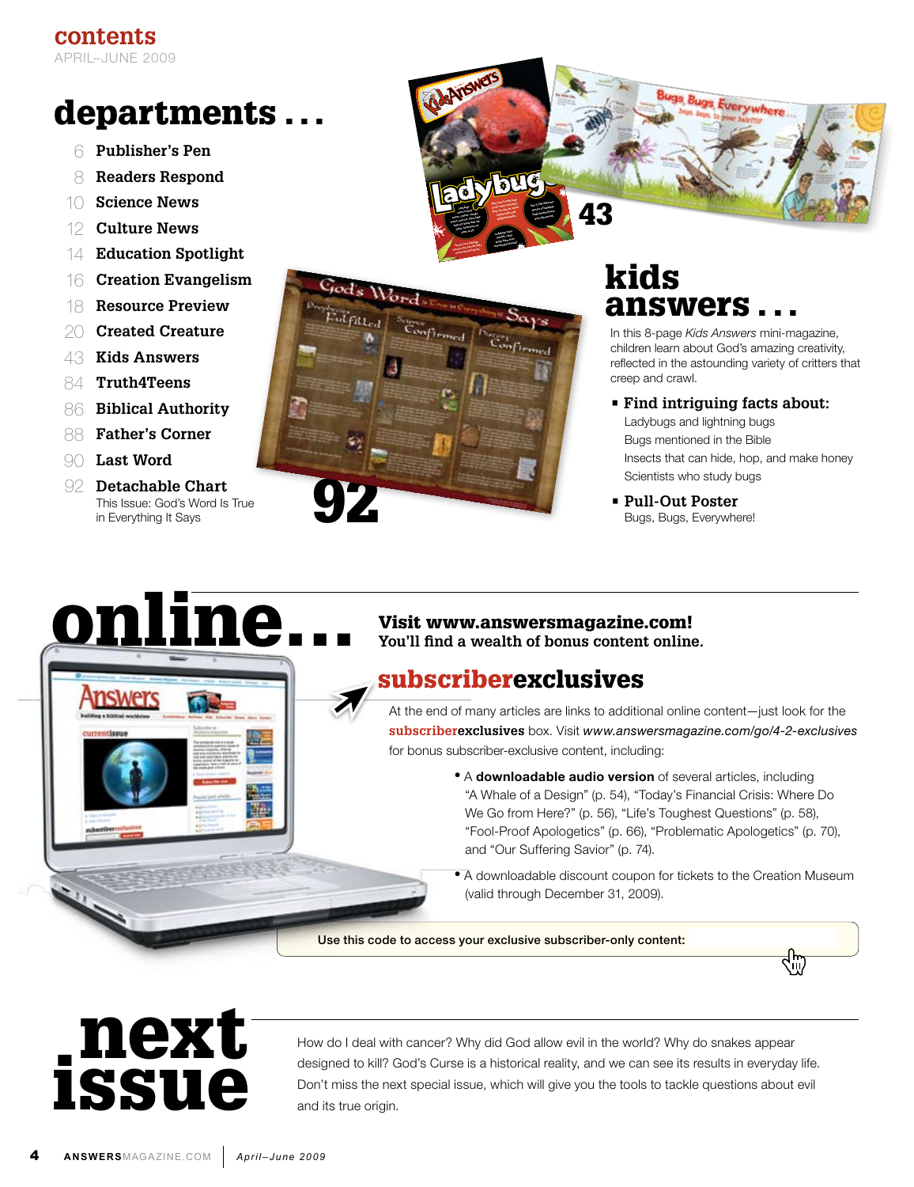# contents

APRIL–JUNE 2009

## departments . . .

- 6 Publisher's Pen
- 8 Readers Respond
- 10 Science News
- 12 Culture News
- 14 Education Spotlight
- 16 Creation Evangelism
- 18 Resource Preview
- 20 Created Creature
- 43 Kids Answers
- 84 Truth4Teens
- 86 Biblical Authority
- 88 Father's Corner
- 90 Last Word
- 92 Detachable Chart
  This Issue: God's Word Is True in Everything It Says

## kids answers . . .

In this 8-page *Kids Answers* mini-magazine, children learn about God's amazing creativity, reflected in the astounding variety of critters that creep and crawl.

- **Find intriguing facts about:**
  Ladybugs and lightning bugs
  Bugs mentioned in the Bible
  Insects that can hide, hop, and make honey
  Scientists who study bugs
- **Pull-Out Poster**
  Bugs, Bugs, Everywhere!

## online. . .

**Visit www.answersmagazine.com!**
**You'll find a wealth of bonus content online.**

### subscriberexclusives

At the end of many articles are links to additional online content—just look for the **subscriberexclusives** box. Visit *www.answersmagazine.com/go/4-2-exclusives* for bonus subscriber-exclusive content, including:

- A **downloadable audio version** of several articles, including "A Whale of a Design" (p. 54), "Today's Financial Crisis: Where Do We Go from Here?" (p. 56), "Life's Toughest Questions" (p. 58), "Fool-Proof Apologetics" (p. 66), "Problematic Apologetics" (p. 70), and "Our Suffering Savior" (p. 74).
- A downloadable discount coupon for tickets to the Creation Museum (valid through December 31, 2009).

Use this code to access your exclusive subscriber-only content:

## next issue

How do I deal with cancer? Why did God allow evil in the world? Why do snakes appear designed to kill? God's Curse is a historical reality, and we can see its results in everyday life. Don't miss the next special issue, which will give you the tools to tackle questions about evil and its true origin.